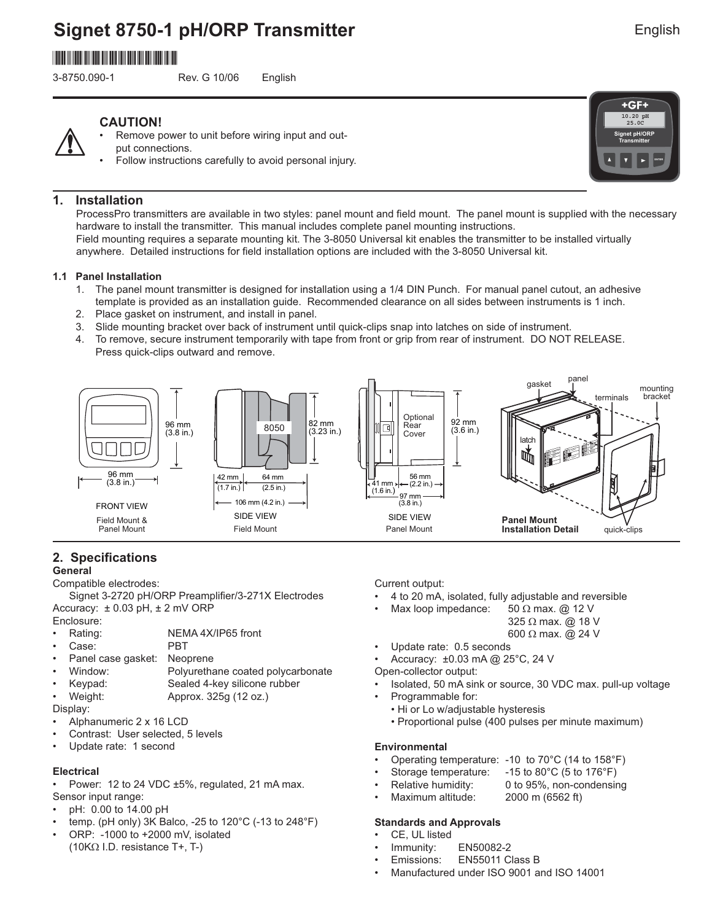# Signet 8750-1 pH/ORP Transmitter

English

3-8750.090-1 Rev. G 10/06 English

**CAUTION!**

- Remove power to unit before wiring input and output connections.
- Follow instructions carefully to avoid personal injury.

## 1. Installation

ProcessPro transmitters are available in two styles: panel mount and field mount. The panel mount is supplied with the necessary hardware to install the transmitter. This manual includes complete panel mounting instructions.

Field mounting requires a separate mounting kit. The 3-8050 Universal kit enables the transmitter to be installed virtually anywhere. Detailed instructions for field installation options are included with the 3-8050 Universal kit.

### 1.1 Panel Installation

1. The panel mount transmitter is designed for installation using a 1/4 DIN Punch. For manual panel cutout, an adhesive template is provided as an installation guide. Recommended clearance on all sides between instruments is 1 inch.
2. Place gasket on instrument, and install in panel.
3. Slide mounting bracket over back of instrument until quick-clips snap into latches on side of instrument.
4. To remove, secure instrument temporarily with tape from front or grip from rear of instrument. DO NOT RELEASE. Press quick-clips outward and remove.

FRONT VIEW — Field Mount & Panel Mount: 96 mm (3.8 in.) × 96 mm (3.8 in.)

SIDE VIEW — Field Mount: 8050; 82 mm (3.23 in.); 42 mm (1.7 in.); 64 mm (2.5 in.); 106 mm (4.2 in.)

SIDE VIEW — Panel Mount: Optional Rear Cover; 92 mm (3.6 in.); 41 mm (1.6 in.); 56 mm (2.2 in.); 97 mm (3.8 in.)

Panel Mount Installation Detail: gasket, panel, terminals, mounting bracket, latch, quick-clips

## 2. Specifications

### General

Compatible electrodes:

Signet 3-2720 pH/ORP Preamplifier/3-271X Electrodes

Accuracy: ± 0.03 pH, ± 2 mV ORP

Enclosure:

- Rating: NEMA 4X/IP65 front
- Case: PBT
- Panel case gasket: Neoprene
- Window: Polyurethane coated polycarbonate
- Keypad: Sealed 4-key silicone rubber
- Weight: Approx. 325g (12 oz.)

Display:

- Alphanumeric 2 x 16 LCD
- Contrast: User selected, 5 levels
- Update rate: 1 second

### Electrical

- Power: 12 to 24 VDC ±5%, regulated, 21 mA max.

Sensor input range:

- pH: 0.00 to 14.00 pH
- temp. (pH only) 3K Balco, -25 to 120°C (-13 to 248°F)
- ORP: -1000 to +2000 mV, isolated (10KΩ I.D. resistance T+, T-)

Current output:

- 4 to 20 mA, isolated, fully adjustable and reversible
- Max loop impedance: 50 Ω max. @ 12 V
  325 Ω max. @ 18 V
  600 Ω max. @ 24 V
- Update rate: 0.5 seconds
- Accuracy: ±0.03 mA @ 25°C, 24 V

Open-collector output:

- Isolated, 50 mA sink or source, 30 VDC max. pull-up voltage
- Programmable for:
  - Hi or Lo w/adjustable hysteresis
  - Proportional pulse (400 pulses per minute maximum)

### Environmental

- Operating temperature: -10 to 70°C (14 to 158°F)
- Storage temperature: -15 to 80°C (5 to 176°F)
- Relative humidity: 0 to 95%, non-condensing
- Maximum altitude: 2000 m (6562 ft)

### Standards and Approvals

- CE, UL listed
- Immunity: EN50082-2
- Emissions: EN55011 Class B
- Manufactured under ISO 9001 and ISO 14001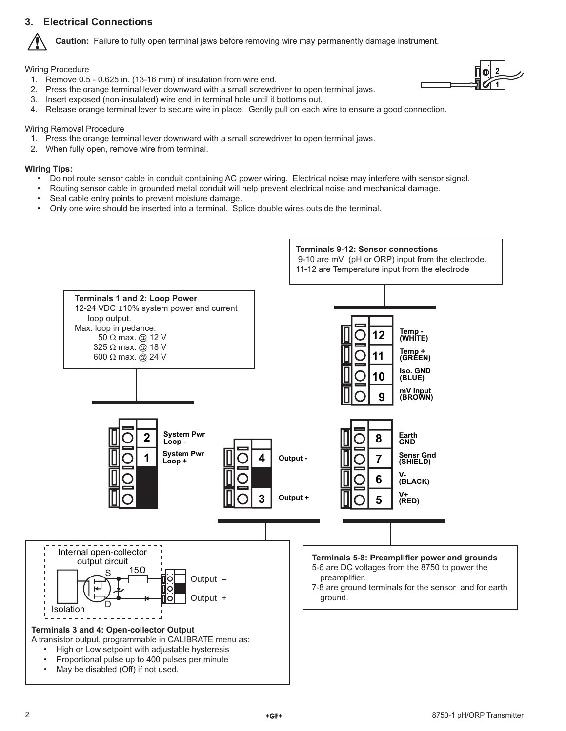## 3. Electrical Connections

**Caution:** Failure to fully open terminal jaws before removing wire may permanently damage instrument.

Wiring Procedure

1. Remove 0.5 - 0.625 in. (13-16 mm) of insulation from wire end.
2. Press the orange terminal lever downward with a small screwdriver to open terminal jaws.
3. Insert exposed (non-insulated) wire end in terminal hole until it bottoms out.
4. Release orange terminal lever to secure wire in place. Gently pull on each wire to ensure a good connection.

Wiring Removal Procedure

1. Press the orange terminal lever downward with a small screwdriver to open terminal jaws.
2. When fully open, remove wire from terminal.

**Wiring Tips:**

- Do not route sensor cable in conduit containing AC power wiring. Electrical noise may interfere with sensor signal.
- Routing sensor cable in grounded metal conduit will help prevent electrical noise and mechanical damage.
- Seal cable entry points to prevent moisture damage.
- Only one wire should be inserted into a terminal. Splice double wires outside the terminal.

**Terminals 9-12: Sensor connections**
9-10 are mV (pH or ORP) input from the electrode.
11-12 are Temperature input from the electrode

- 12 Temp - (WHITE)
- 11 Temp + (GREEN)
- 10 Iso. GND (BLUE)
- 9 mV Input (BROWN)

**Terminals 1 and 2: Loop Power**
12-24 VDC ±10% system power and current loop output.
Max. loop impedance:
50 Ω max. @ 12 V
325 Ω max. @ 18 V
600 Ω max. @ 24 V

- 2 System Pwr Loop -
- 1 System Pwr Loop +

- 4 Output -
- 3 Output +

- 8 Earth GND
- 7 Sensr Gnd (SHIELD)
- 6 V- (BLACK)
- 5 V+ (RED)

Internal open-collector output circuit

Isolation, S, D, 15Ω, Output –, Output +

**Terminals 3 and 4: Open-collector Output**
A transistor output, programmable in CALIBRATE menu as:

- High or Low setpoint with adjustable hysteresis
- Proportional pulse up to 400 pulses per minute
- May be disabled (Off) if not used.

**Terminals 5-8: Preamplifier power and grounds**
5-6 are DC voltages from the 8750 to power the preamplifier.
7-8 are ground terminals for the sensor and for earth ground.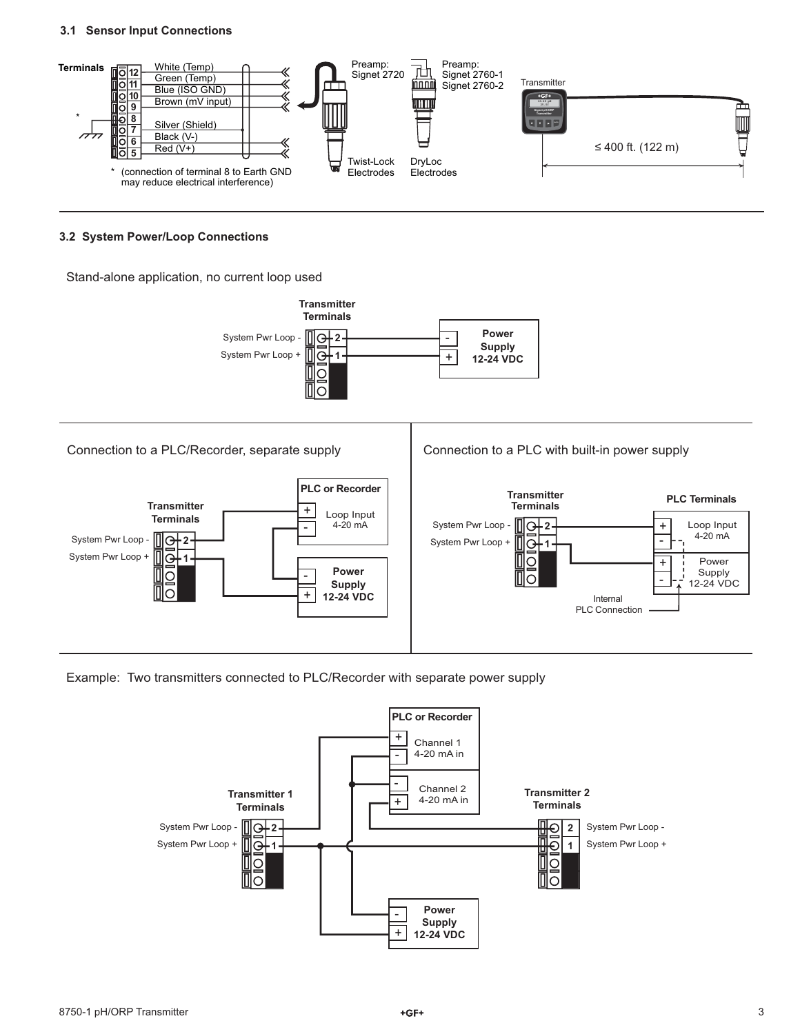### 3.1 Sensor Input Connections

Terminals

| Terminal | Wire |
|---|---|
| 12 | White (Temp) |
| 11 | Green (Temp) |
| 10 | Blue (ISO GND) |
| 9 | Brown (mV input) |
| 8* | |
| 7 | Silver (Shield) |
| 6 | Black (V-) |
| 5 | Red (V+) |

\* (connection of terminal 8 to Earth GND may reduce electrical interference)

Preamp: Signet 2720 — Twist-Lock Electrodes

Preamp: Signet 2760-1, Signet 2760-2 — DryLoc Electrodes

Transmitter

≤ 400 ft. (122 m)

### 3.2 System Power/Loop Connections

Stand-alone application, no current loop used

Transmitter Terminals: System Pwr Loop - (2), System Pwr Loop + (1)

Power Supply 12-24 VDC (-, +)

Connection to a PLC/Recorder, separate supply

Transmitter Terminals: System Pwr Loop - (2), System Pwr Loop + (1)

PLC or Recorder: Loop Input 4-20 mA (+, -)

Power Supply 12-24 VDC (-, +)

Connection to a PLC with built-in power supply

Transmitter Terminals: System Pwr Loop - (2), System Pwr Loop + (1)

PLC Terminals: Loop Input 4-20 mA (+, -); Power Supply 12-24 VDC (+, -)

Internal PLC Connection

Example: Two transmitters connected to PLC/Recorder with separate power supply

PLC or Recorder: Channel 1 4-20 mA in (+, -); Channel 2 4-20 mA in (-, +)

Transmitter 1 Terminals: System Pwr Loop - (2), System Pwr Loop + (1)

Transmitter 2 Terminals: System Pwr Loop - (2), System Pwr Loop + (1)

Power Supply 12-24 VDC (-, +)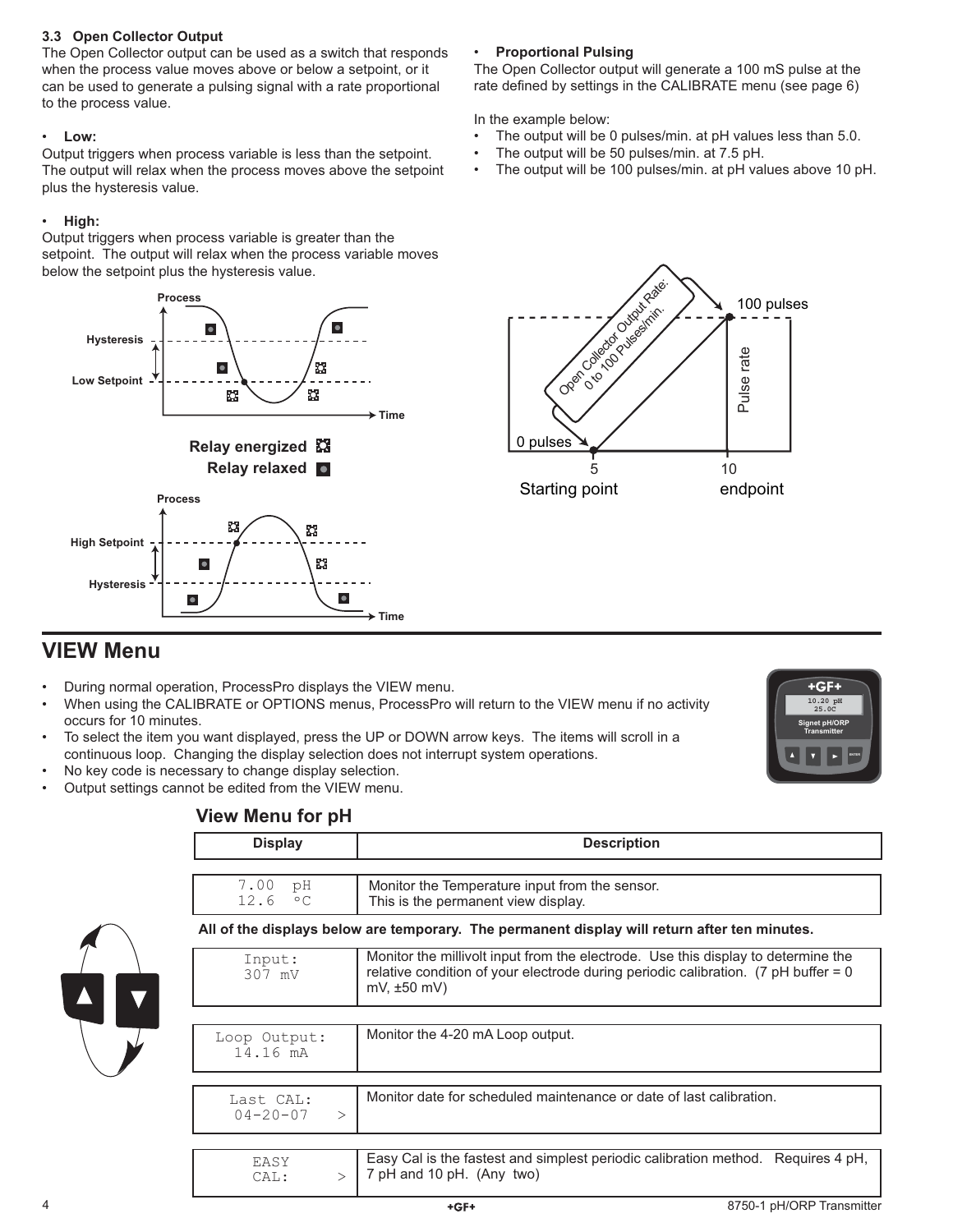### 3.3 Open Collector Output

The Open Collector output can be used as a switch that responds when the process value moves above or below a setpoint, or it can be used to generate a pulsing signal with a rate proportional to the process value.

- **Low:**

Output triggers when process variable is less than the setpoint. The output will relax when the process moves above the setpoint plus the hysteresis value.

- **High:**

Output triggers when process variable is greater than the setpoint. The output will relax when the process variable moves below the setpoint plus the hysteresis value.

- **Proportional Pulsing**

The Open Collector output will generate a 100 mS pulse at the rate defined by settings in the CALIBRATE menu (see page 6)

In the example below:

- The output will be 0 pulses/min. at pH values less than 5.0.
- The output will be 50 pulses/min. at 7.5 pH.
- The output will be 100 pulses/min. at pH values above 10 pH.

## VIEW Menu

- During normal operation, ProcessPro displays the VIEW menu.
- When using the CALIBRATE or OPTIONS menus, ProcessPro will return to the VIEW menu if no activity occurs for 10 minutes.
- To select the item you want displayed, press the UP or DOWN arrow keys. The items will scroll in a continuous loop. Changing the display selection does not interrupt system operations.
- No key code is necessary to change display selection.
- Output settings cannot be edited from the VIEW menu.

### View Menu for pH

| Display | Description |
|---|---|
| 7.00 pH<br>12.6 °C | Monitor the Temperature input from the sensor.<br>This is the permanent view display. |

**All of the displays below are temporary. The permanent display will return after ten minutes.**

| Display | Description |
|---|---|
| Input:<br>307 mV | Monitor the millivolt input from the electrode. Use this display to determine the relative condition of your electrode during periodic calibration. (7 pH buffer = 0 mV, ±50 mV) |
| Loop Output:<br>14.16 mA | Monitor the 4-20 mA Loop output. |
| Last CAL:<br>04-20-07 > | Monitor date for scheduled maintenance or date of last calibration. |
| EASY<br>CAL: > | Easy Cal is the fastest and simplest periodic calibration method. Requires 4 pH, 7 pH and 10 pH. (Any two) |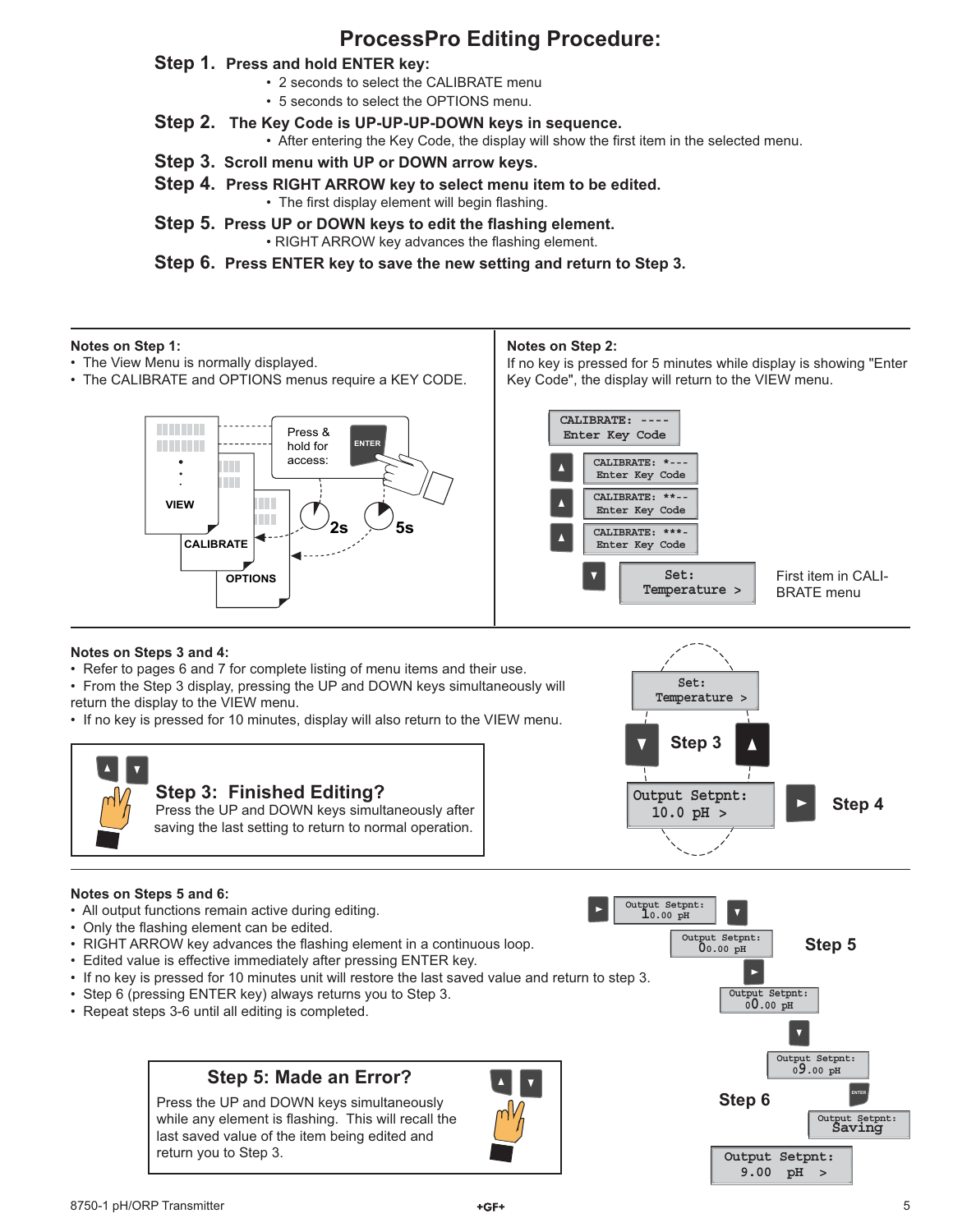# ProcessPro Editing Procedure:

**Step 1. Press and hold ENTER key:**

- 2 seconds to select the CALIBRATE menu
- 5 seconds to select the OPTIONS menu.

**Step 2. The Key Code is UP-UP-UP-DOWN keys in sequence.**

- After entering the Key Code, the display will show the first item in the selected menu.

**Step 3. Scroll menu with UP or DOWN arrow keys.**

**Step 4. Press RIGHT ARROW key to select menu item to be edited.**

- The first display element will begin flashing.

**Step 5. Press UP or DOWN keys to edit the flashing element.**

- RIGHT ARROW key advances the flashing element.

**Step 6. Press ENTER key to save the new setting and return to Step 3.**

---

**Notes on Step 1:**

- The View Menu is normally displayed.
- The CALIBRATE and OPTIONS menus require a KEY CODE.

VIEW / CALIBRATE / OPTIONS — Press & hold for access: ENTER — 2s — 5s

**Notes on Step 2:**

If no key is pressed for 5 minutes while display is showing "Enter Key Code", the display will return to the VIEW menu.

CALIBRATE: ---- Enter Key Code
▲ CALIBRATE: *--- Enter Key Code
▲ CALIBRATE: **-- Enter Key Code
▲ CALIBRATE: ***- Enter Key Code
▼ Set: Temperature > — First item in CALIBRATE menu

---

**Notes on Steps 3 and 4:**

- Refer to pages 6 and 7 for complete listing of menu items and their use.
- From the Step 3 display, pressing the UP and DOWN keys simultaneously will return the display to the VIEW menu.
- If no key is pressed for 10 minutes, display will also return to the VIEW menu.

**Step 3: Finished Editing?**
Press the UP and DOWN keys simultaneously after saving the last setting to return to normal operation.

Set: Temperature >
▼ Step 3 ▲
Output Setpnt: 10.0 pH > — ► Step 4

---

**Notes on Steps 5 and 6:**

- All output functions remain active during editing.
- Only the flashing element can be edited.
- RIGHT ARROW key advances the flashing element in a continuous loop.
- Edited value is effective immediately after pressing ENTER key.
- If no key is pressed for 10 minutes unit will restore the last saved value and return to step 3.
- Step 6 (pressing ENTER key) always returns you to Step 3.
- Repeat steps 3-6 until all editing is completed.

**Step 5: Made an Error?**
Press the UP and DOWN keys simultaneously while any element is flashing. This will recall the last saved value of the item being edited and return you to Step 3.

► Output Setpnt: 10.00 pH
▼ Output Setpnt: 00.00 pH — Step 5
► Output Setpnt: 00.00 pH
▼ Output Setpnt: 09.00 pH
Step 6 — ENTER — Output Setpnt: Saving
Output Setpnt: 9.00 pH >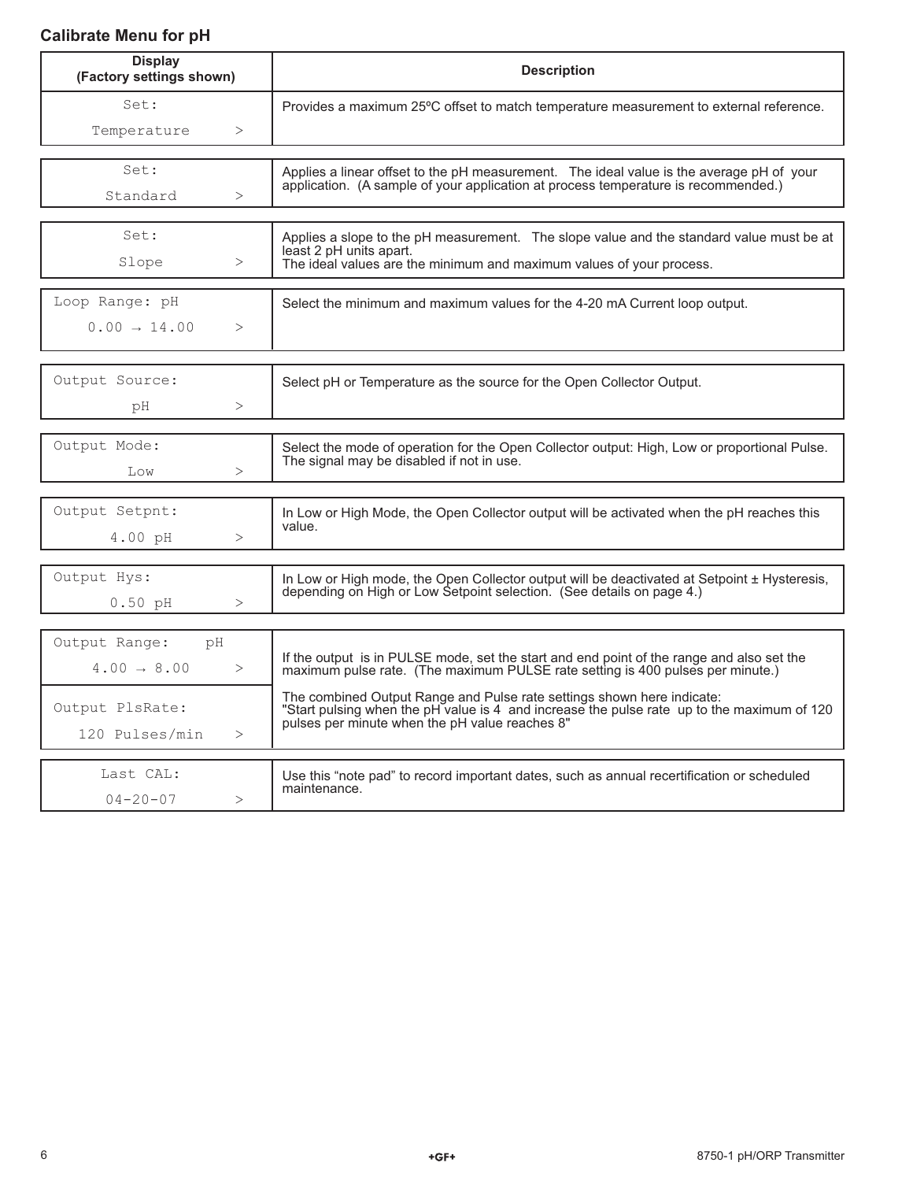## Calibrate Menu for pH

| Display (Factory settings shown) | Description |
|---|---|
| Set: Temperature > | Provides a maximum 25ºC offset to match temperature measurement to external reference. |
| Set: Standard > | Applies a linear offset to the pH measurement. The ideal value is the average pH of your application. (A sample of your application at process temperature is recommended.) |
| Set: Slope > | Applies a slope to the pH measurement. The slope value and the standard value must be at least 2 pH units apart.<br>The ideal values are the minimum and maximum values of your process. |
| Loop Range: pH 0.00 → 14.00 > | Select the minimum and maximum values for the 4-20 mA Current loop output. |
| Output Source: pH > | Select pH or Temperature as the source for the Open Collector Output. |
| Output Mode: Low > | Select the mode of operation for the Open Collector output: High, Low or proportional Pulse. The signal may be disabled if not in use. |
| Output Setpnt: 4.00 pH > | In Low or High Mode, the Open Collector output will be activated when the pH reaches this value. |
| Output Hys: 0.50 pH > | In Low or High mode, the Open Collector output will be deactivated at Setpoint ± Hysteresis, depending on High or Low Setpoint selection. (See details on page 4.) |
| Output Range: pH 4.00 → 8.00 ><br>Output PlsRate: 120 Pulses/min > | If the output is in PULSE mode, set the start and end point of the range and also set the maximum pulse rate. (The maximum PULSE rate setting is 400 pulses per minute.)<br>The combined Output Range and Pulse rate settings shown here indicate: "Start pulsing when the pH value is 4 and increase the pulse rate up to the maximum of 120 pulses per minute when the pH value reaches 8" |
| Last CAL: 04-20-07 > | Use this "note pad" to record important dates, such as annual recertification or scheduled maintenance. |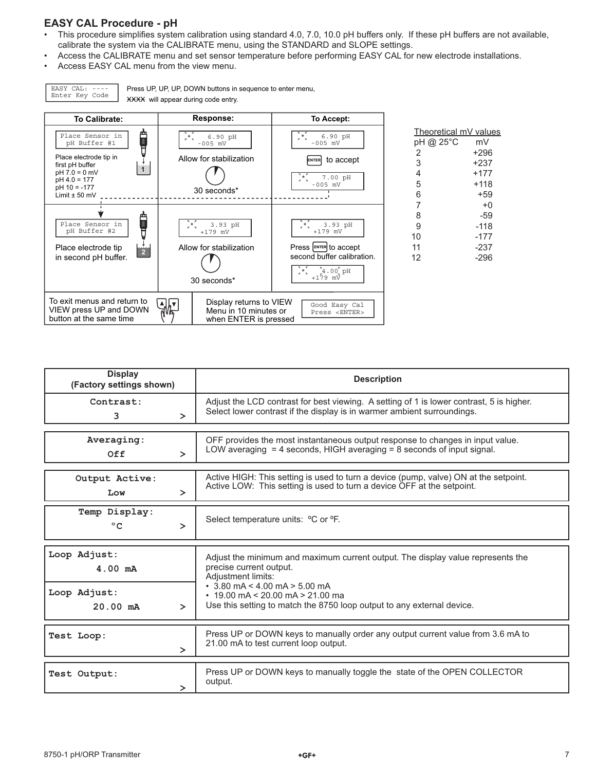## EASY CAL Procedure - pH

- This procedure simplifies system calibration using standard 4.0, 7.0, 10.0 pH buffers only. If these pH buffers are not available, calibrate the system via the CALIBRATE menu, using the STANDARD and SLOPE settings.
- Access the CALIBRATE menu and set sensor temperature before performing EASY CAL for new electrode installations.
- Access EASY CAL menu from the view menu.

```
EASY CAL: ----
Enter Key Code
```

Press UP, UP, UP, DOWN buttons in sequence to enter menu, XXXX will appear during code entry.

| To Calibrate: | Response: | To Accept: |
|---|---|---|
| `Place Sensor in pH Buffer #1` Place electrode tip in first pH buffer; pH 7.0 = 0 mV; pH 4.0 = 177; pH 10 = -177; Limit ± 50 mV | `6.90 pH -005 mV` Allow for stabilization; 30 seconds* | `6.90 pH -005 mV` ENTER to accept; `7.00 pH -005 mV` |
| `Place Sensor in pH Buffer #2` Place electrode tip in second pH buffer. | `3.93 pH +179 mV` Allow for stabilization; 30 seconds* | `3.93 pH +179 mV` Press ENTER to accept second buffer calibration. `4.00 pH +179 mV` |
| To exit menus and return to VIEW press UP and DOWN button at the same time | Display returns to VIEW Menu in 10 minutes or when ENTER is pressed | `Good Easy Cal Press <ENTER>` |

Theoretical mV values

| pH @ 25°C | mV |
|---|---|
| 2 | +296 |
| 3 | +237 |
| 4 | +177 |
| 5 | +118 |
| 6 | +59 |
| 7 | +0 |
| 8 | -59 |
| 9 | -118 |
| 10 | -177 |
| 11 | -237 |
| 12 | -296 |

| Display (Factory settings shown) | Description |
|---|---|
| **Contrast:** 3 > | Adjust the LCD contrast for best viewing. A setting of 1 is lower contrast, 5 is higher. Select lower contrast if the display is in warmer ambient surroundings. |
| **Averaging:** Off > | OFF provides the most instantaneous output response to changes in input value. LOW averaging = 4 seconds, HIGH averaging = 8 seconds of input signal. |
| **Output Active:** Low > | Active HIGH: This setting is used to turn a device (pump, valve) ON at the setpoint. Active LOW: This setting is used to turn a device OFF at the setpoint. |
| **Temp Display:** °C > | Select temperature units: ºC or ºF. |
| **Loop Adjust:** 4.00 mA<br>**Loop Adjust:** 20.00 mA > | Adjust the minimum and maximum current output. The display value represents the precise current output. Adjustment limits:<br>• 3.80 mA < 4.00 mA > 5.00 mA<br>• 19.00 mA < 20.00 mA > 21.00 ma<br>Use this setting to match the 8750 loop output to any external device. |
| **Test Loop:** > | Press UP or DOWN keys to manually order any output current value from 3.6 mA to 21.00 mA to test current loop output. |
| **Test Output:** > | Press UP or DOWN keys to manually toggle the state of the OPEN COLLECTOR output. |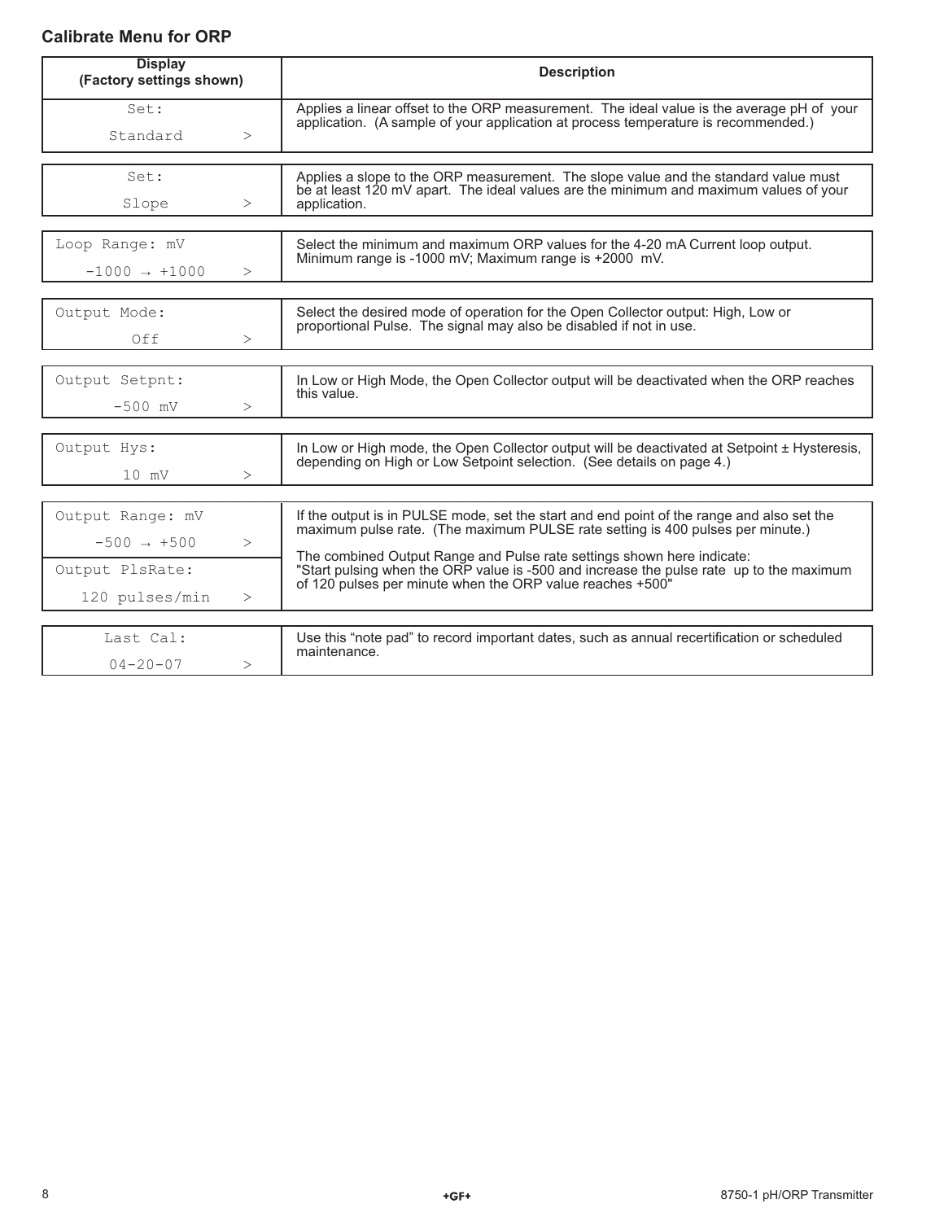## Calibrate Menu for ORP

| Display (Factory settings shown) | Description |
|---|---|
| Set: Standard > | Applies a linear offset to the ORP measurement. The ideal value is the average pH of your application. (A sample of your application at process temperature is recommended.) |
| Set: Slope > | Applies a slope to the ORP measurement. The slope value and the standard value must be at least 120 mV apart. The ideal values are the minimum and maximum values of your application. |
| Loop Range: mV -1000 → +1000 > | Select the minimum and maximum ORP values for the 4-20 mA Current loop output. Minimum range is -1000 mV; Maximum range is +2000 mV. |
| Output Mode: Off > | Select the desired mode of operation for the Open Collector output: High, Low or proportional Pulse. The signal may also be disabled if not in use. |
| Output Setpnt: -500 mV > | In Low or High Mode, the Open Collector output will be deactivated when the ORP reaches this value. |
| Output Hys: 10 mV > | In Low or High mode, the Open Collector output will be deactivated at Setpoint ± Hysteresis, depending on High or Low Setpoint selection. (See details on page 4.) |
| Output Range: mV -500 → +500 > | If the output is in PULSE mode, set the start and end point of the range and also set the maximum pulse rate. (The maximum PULSE rate setting is 400 pulses per minute.) |
| Output PlsRate: 120 pulses/min > | The combined Output Range and Pulse rate settings shown here indicate: "Start pulsing when the ORP value is -500 and increase the pulse rate up to the maximum of 120 pulses per minute when the ORP value reaches +500" |
| Last Cal: 04-20-07 > | Use this "note pad" to record important dates, such as annual recertification or scheduled maintenance. |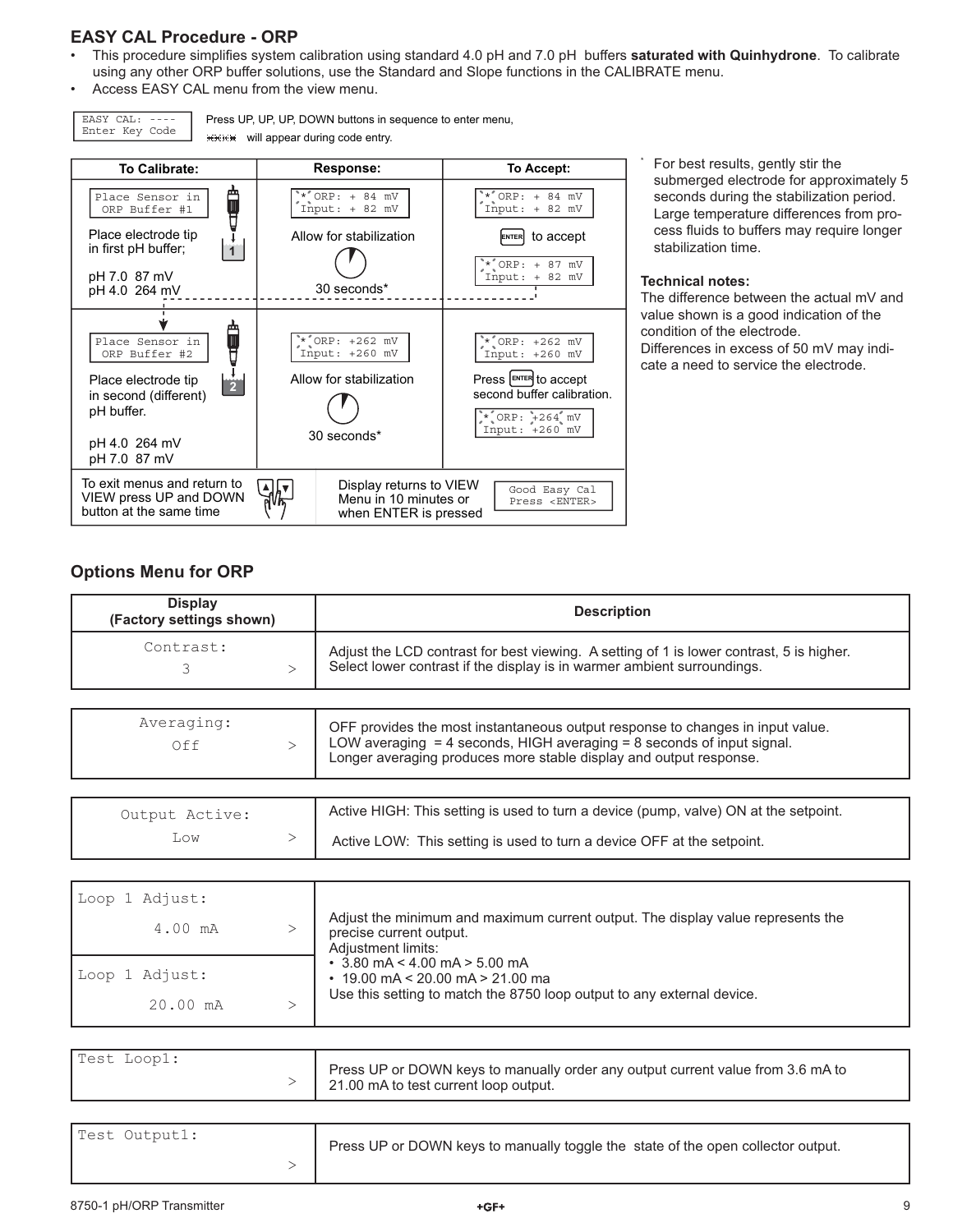## EASY CAL Procedure - ORP

- This procedure simplifies system calibration using standard 4.0 pH and 7.0 pH buffers **saturated with Quinhydrone**. To calibrate using any other ORP buffer solutions, use the Standard and Slope functions in the CALIBRATE menu.
- Access EASY CAL menu from the view menu.

```
EASY CAL: ----
Enter Key Code
```

Press UP, UP, UP, DOWN buttons in sequence to enter menu, \*\*\*\* will appear during code entry.

| To Calibrate: | Response: | To Accept: |
|---|---|---|
| `Place Sensor in ORP Buffer #1` Place electrode tip in first pH buffer; pH 7.0 87 mV pH 4.0 264 mV | `* ORP: + 84 mV Input: + 82 mV` Allow for stabilization 30 seconds* | `* ORP: + 84 mV Input: + 82 mV` ENTER to accept `* ORP: + 87 mV Input: + 82 mV` |
| `Place Sensor in ORP Buffer #2` Place electrode tip in second (different) pH buffer. pH 4.0 264 mV pH 7.0 87 mV | `* ORP: +262 mV Input: +260 mV` Allow for stabilization 30 seconds* | `* ORP: +262 mV Input: +260 mV` Press ENTER to accept second buffer calibration. `* ORP: +264 mV Input: +260 mV` |
| To exit menus and return to VIEW press UP and DOWN button at the same time | Display returns to VIEW Menu in 10 minutes or when ENTER is pressed | `Good Easy Cal Press <ENTER>` |

\* For best results, gently stir the submerged electrode for approximately 5 seconds during the stabilization period. Large temperature differences from process fluids to buffers may require longer stabilization time.

**Technical notes:**
The difference between the actual mV and value shown is a good indication of the condition of the electrode.
Differences in excess of 50 mV may indicate a need to service the electrode.

## Options Menu for ORP

| Display (Factory settings shown) | Description |
|---|---|
| Contrast: 3 > | Adjust the LCD contrast for best viewing. A setting of 1 is lower contrast, 5 is higher. Select lower contrast if the display is in warmer ambient surroundings. |
| Averaging: Off > | OFF provides the most instantaneous output response to changes in input value. LOW averaging = 4 seconds, HIGH averaging = 8 seconds of input signal. Longer averaging produces more stable display and output response. |
| Output Active: Low > | Active HIGH: This setting is used to turn a device (pump, valve) ON at the setpoint. Active LOW: This setting is used to turn a device OFF at the setpoint. |
| Loop 1 Adjust: 4.00 mA > <br> Loop 1 Adjust: 20.00 mA > | Adjust the minimum and maximum current output. The display value represents the precise current output. Adjustment limits: • 3.80 mA < 4.00 mA > 5.00 mA • 19.00 mA < 20.00 mA > 21.00 ma Use this setting to match the 8750 loop output to any external device. |
| Test Loop1: > | Press UP or DOWN keys to manually order any output current value from 3.6 mA to 21.00 mA to test current loop output. |
| Test Output1: > | Press UP or DOWN keys to manually toggle the state of the open collector output. |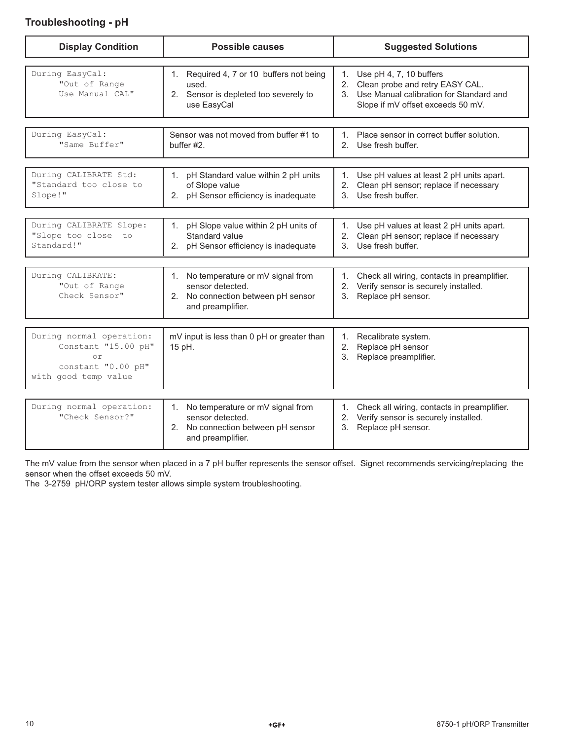## Troubleshooting - pH

| Display Condition | Possible causes | Suggested Solutions |
|---|---|---|
| During EasyCal: "Out of Range Use Manual CAL" | 1. Required 4, 7 or 10 buffers not being used.<br>2. Sensor is depleted too severely to use EasyCal | 1. Use pH 4, 7, 10 buffers<br>2. Clean probe and retry EASY CAL.<br>3. Use Manual calibration for Standard and Slope if mV offset exceeds 50 mV. |
| During EasyCal: "Same Buffer" | Sensor was not moved from buffer #1 to buffer #2. | 1. Place sensor in correct buffer solution.<br>2. Use fresh buffer. |
| During CALIBRATE Std: "Standard too close to Slope!" | 1. pH Standard value within 2 pH units of Slope value<br>2. pH Sensor efficiency is inadequate | 1. Use pH values at least 2 pH units apart.<br>2. Clean pH sensor; replace if necessary<br>3. Use fresh buffer. |
| During CALIBRATE Slope: "Slope too close to Standard!" | 1. pH Slope value within 2 pH units of Standard value<br>2. pH Sensor efficiency is inadequate | 1. Use pH values at least 2 pH units apart.<br>2. Clean pH sensor; replace if necessary<br>3. Use fresh buffer. |
| During CALIBRATE: "Out of Range Check Sensor" | 1. No temperature or mV signal from sensor detected.<br>2. No connection between pH sensor and preamplifier. | 1. Check all wiring, contacts in preamplifier.<br>2. Verify sensor is securely installed.<br>3. Replace pH sensor. |
| During normal operation: Constant "15.00 pH" or constant "0.00 pH" with good temp value | mV input is less than 0 pH or greater than 15 pH. | 1. Recalibrate system.<br>2. Replace pH sensor<br>3. Replace preamplifier. |
| During normal operation: "Check Sensor?" | 1. No temperature or mV signal from sensor detected.<br>2. No connection between pH sensor and preamplifier. | 1. Check all wiring, contacts in preamplifier.<br>2. Verify sensor is securely installed.<br>3. Replace pH sensor. |

The mV value from the sensor when placed in a 7 pH buffer represents the sensor offset. Signet recommends servicing/replacing the sensor when the offset exceeds 50 mV.
The 3-2759 pH/ORP system tester allows simple system troubleshooting.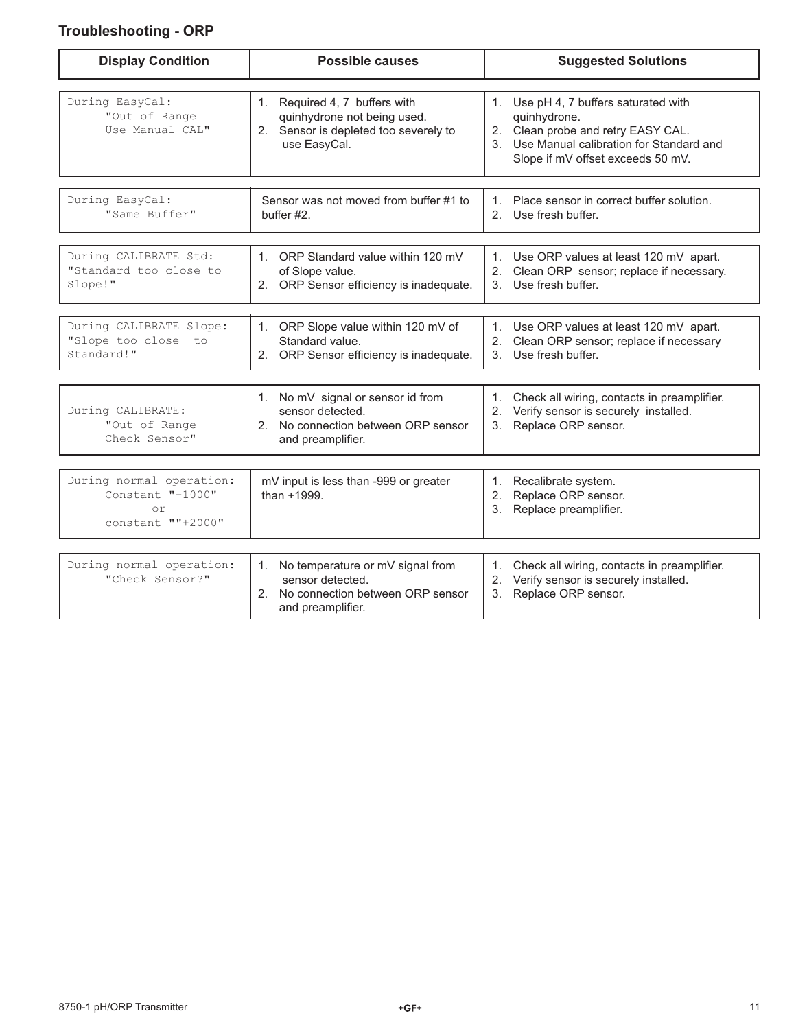## Troubleshooting - ORP

| Display Condition | Possible causes | Suggested Solutions |
|---|---|---|
| During EasyCal: "Out of Range Use Manual CAL" | 1. Required 4, 7 buffers with quinhydrone not being used.<br>2. Sensor is depleted too severely to use EasyCal. | 1. Use pH 4, 7 buffers saturated with quinhydrone.<br>2. Clean probe and retry EASY CAL.<br>3. Use Manual calibration for Standard and Slope if mV offset exceeds 50 mV. |
| During EasyCal: "Same Buffer" | Sensor was not moved from buffer #1 to buffer #2. | 1. Place sensor in correct buffer solution.<br>2. Use fresh buffer. |
| During CALIBRATE Std: "Standard too close to Slope!" | 1. ORP Standard value within 120 mV of Slope value.<br>2. ORP Sensor efficiency is inadequate. | 1. Use ORP values at least 120 mV apart.<br>2. Clean ORP sensor; replace if necessary.<br>3. Use fresh buffer. |
| During CALIBRATE Slope: "Slope too close to Standard!" | 1. ORP Slope value within 120 mV of Standard value.<br>2. ORP Sensor efficiency is inadequate. | 1. Use ORP values at least 120 mV apart.<br>2. Clean ORP sensor; replace if necessary<br>3. Use fresh buffer. |
| During CALIBRATE: "Out of Range Check Sensor" | 1. No mV signal or sensor id from sensor detected.<br>2. No connection between ORP sensor and preamplifier. | 1. Check all wiring, contacts in preamplifier.<br>2. Verify sensor is securely installed.<br>3. Replace ORP sensor. |
| During normal operation: Constant "-1000" or constant ""+2000" | mV input is less than -999 or greater than +1999. | 1. Recalibrate system.<br>2. Replace ORP sensor.<br>3. Replace preamplifier. |
| During normal operation: "Check Sensor?" | 1. No temperature or mV signal from sensor detected.<br>2. No connection between ORP sensor and preamplifier. | 1. Check all wiring, contacts in preamplifier.<br>2. Verify sensor is securely installed.<br>3. Replace ORP sensor. |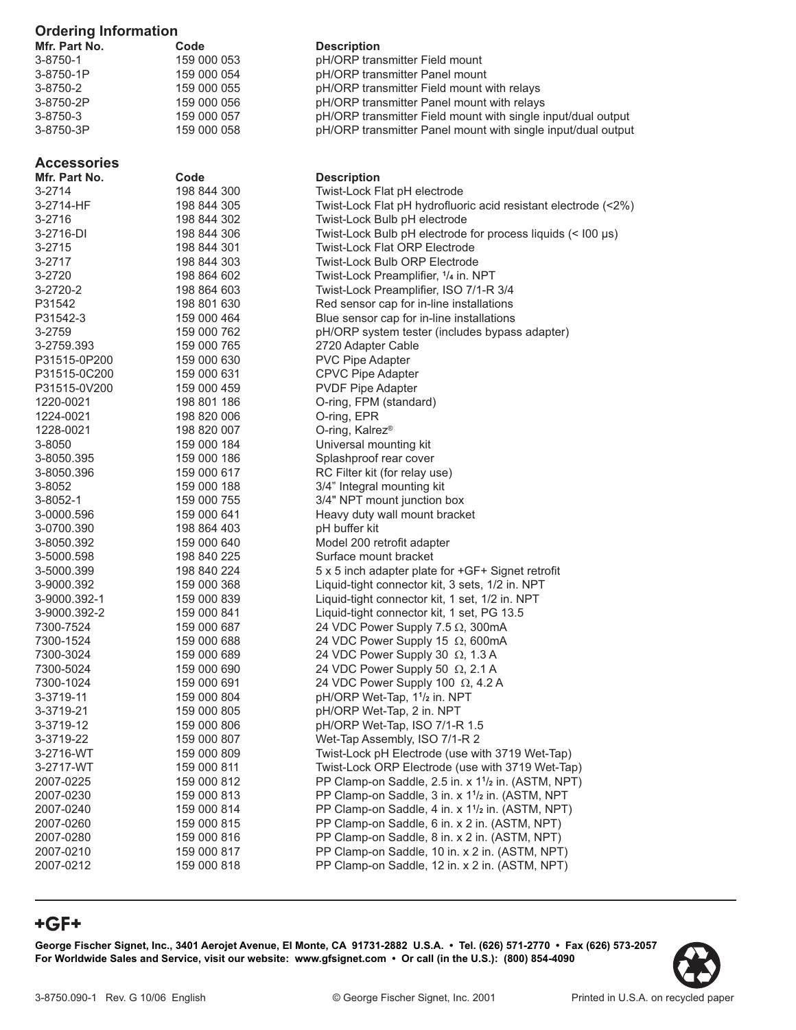## Ordering Information

| Mfr. Part No. | Code | Description |
|---|---|---|
| 3-8750-1 | 159 000 053 | pH/ORP transmitter Field mount |
| 3-8750-1P | 159 000 054 | pH/ORP transmitter Panel mount |
| 3-8750-2 | 159 000 055 | pH/ORP transmitter Field mount with relays |
| 3-8750-2P | 159 000 056 | pH/ORP transmitter Panel mount with relays |
| 3-8750-3 | 159 000 057 | pH/ORP transmitter Field mount with single input/dual output |
| 3-8750-3P | 159 000 058 | pH/ORP transmitter Panel mount with single input/dual output |

## Accessories

| Mfr. Part No. | Code | Description |
|---|---|---|
| 3-2714 | 198 844 300 | Twist-Lock Flat pH electrode |
| 3-2714-HF | 198 844 305 | Twist-Lock Flat pH hydrofluoric acid resistant electrode (<2%) |
| 3-2716 | 198 844 302 | Twist-Lock Bulb pH electrode |
| 3-2716-DI | 198 844 306 | Twist-Lock Bulb pH electrode for process liquids (< I00 µs) |
| 3-2715 | 198 844 301 | Twist-Lock Flat ORP Electrode |
| 3-2717 | 198 844 303 | Twist-Lock Bulb ORP Electrode |
| 3-2720 | 198 864 602 | Twist-Lock Preamplifier, 1/4 in. NPT |
| 3-2720-2 | 198 864 603 | Twist-Lock Preamplifier, ISO 7/1-R 3/4 |
| P31542 | 198 801 630 | Red sensor cap for in-line installations |
| P31542-3 | 159 000 464 | Blue sensor cap for in-line installations |
| 3-2759 | 159 000 762 | pH/ORP system tester (includes bypass adapter) |
| 3-2759.393 | 159 000 765 | 2720 Adapter Cable |
| P31515-0P200 | 159 000 630 | PVC Pipe Adapter |
| P31515-0C200 | 159 000 631 | CPVC Pipe Adapter |
| P31515-0V200 | 159 000 459 | PVDF Pipe Adapter |
| 1220-0021 | 198 801 186 | O-ring, FPM (standard) |
| 1224-0021 | 198 820 006 | O-ring, EPR |
| 1228-0021 | 198 820 007 | O-ring, Kalrez® |
| 3-8050 | 159 000 184 | Universal mounting kit |
| 3-8050.395 | 159 000 186 | Splashproof rear cover |
| 3-8050.396 | 159 000 617 | RC Filter kit (for relay use) |
| 3-8052 | 159 000 188 | 3/4" Integral mounting kit |
| 3-8052-1 | 159 000 755 | 3/4" NPT mount junction box |
| 3-0000.596 | 159 000 641 | Heavy duty wall mount bracket |
| 3-0700.390 | 198 864 403 | pH buffer kit |
| 3-8050.392 | 159 000 640 | Model 200 retrofit adapter |
| 3-5000.598 | 198 840 225 | Surface mount bracket |
| 3-5000.399 | 198 840 224 | 5 x 5 inch adapter plate for +GF+ Signet retrofit |
| 3-9000.392 | 159 000 368 | Liquid-tight connector kit, 3 sets, 1/2 in. NPT |
| 3-9000.392-1 | 159 000 839 | Liquid-tight connector kit, 1 set, 1/2 in. NPT |
| 3-9000.392-2 | 159 000 841 | Liquid-tight connector kit, 1 set, PG 13.5 |
| 7300-7524 | 159 000 687 | 24 VDC Power Supply 7.5 Ω, 300mA |
| 7300-1524 | 159 000 688 | 24 VDC Power Supply 15 Ω, 600mA |
| 7300-3024 | 159 000 689 | 24 VDC Power Supply 30 Ω, 1.3 A |
| 7300-5024 | 159 000 690 | 24 VDC Power Supply 50 Ω, 2.1 A |
| 7300-1024 | 159 000 691 | 24 VDC Power Supply 100 Ω, 4.2 A |
| 3-3719-11 | 159 000 804 | pH/ORP Wet-Tap, 1 1/2 in. NPT |
| 3-3719-21 | 159 000 805 | pH/ORP Wet-Tap, 2 in. NPT |
| 3-3719-12 | 159 000 806 | pH/ORP Wet-Tap, ISO 7/1-R 1.5 |
| 3-3719-22 | 159 000 807 | Wet-Tap Assembly, ISO 7/1-R 2 |
| 3-2716-WT | 159 000 809 | Twist-Lock pH Electrode (use with 3719 Wet-Tap) |
| 3-2717-WT | 159 000 811 | Twist-Lock ORP Electrode (use with 3719 Wet-Tap) |
| 2007-0225 | 159 000 812 | PP Clamp-on Saddle, 2.5 in. x 1 1/2 in. (ASTM, NPT) |
| 2007-0230 | 159 000 813 | PP Clamp-on Saddle, 3 in. x 1 1/2 in. (ASTM, NPT |
| 2007-0240 | 159 000 814 | PP Clamp-on Saddle, 4 in. x 1 1/2 in. (ASTM, NPT) |
| 2007-0260 | 159 000 815 | PP Clamp-on Saddle, 6 in. x 2 in. (ASTM, NPT) |
| 2007-0280 | 159 000 816 | PP Clamp-on Saddle, 8 in. x 2 in. (ASTM, NPT) |
| 2007-0210 | 159 000 817 | PP Clamp-on Saddle, 10 in. x 2 in. (ASTM, NPT) |
| 2007-0212 | 159 000 818 | PP Clamp-on Saddle, 12 in. x 2 in. (ASTM, NPT) |

+GF+

**George Fischer Signet, Inc., 3401 Aerojet Avenue, El Monte, CA 91731-2882 U.S.A. • Tel. (626) 571-2770 • Fax (626) 573-2057**
**For Worldwide Sales and Service, visit our website: www.gfsignet.com • Or call (in the U.S.): (800) 854-4090**

3-8750.090-1 Rev. G 10/06 English © George Fischer Signet, Inc. 2001 Printed in U.S.A. on recycled paper